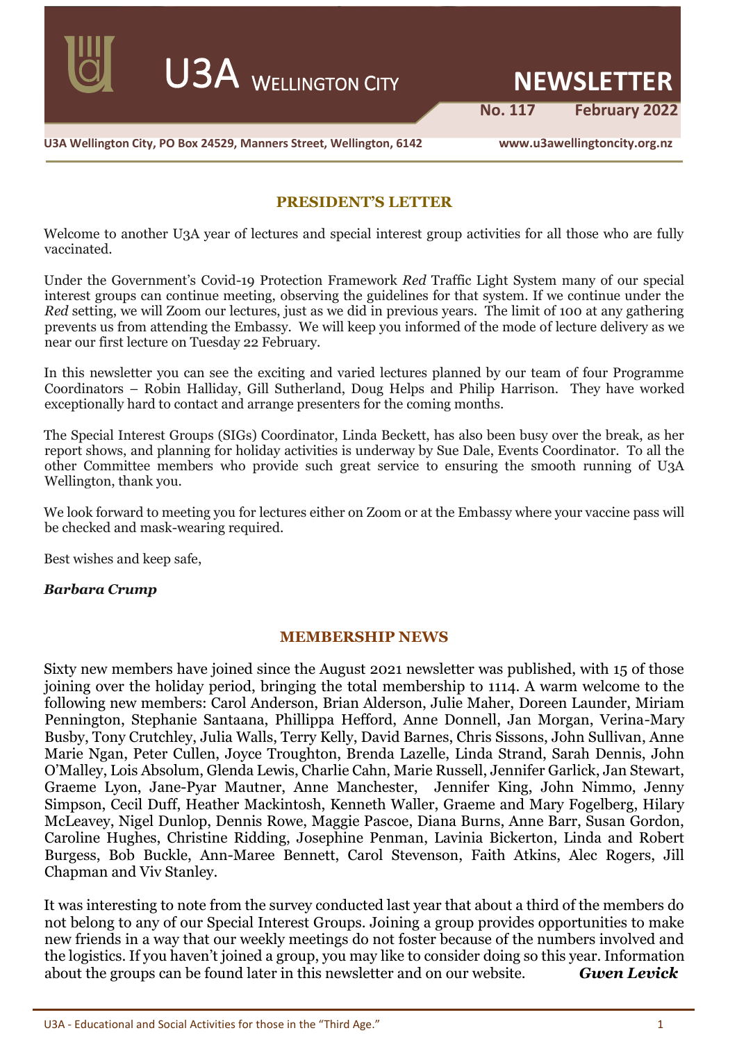# U3A Wellington City — NEWSLETTER

**No. 117 February 2022**

**U3A Wellington City, PO Box 24529, Manners Street, Wellington, 6142** **www.u3awellingtoncity.org.nz**

## PRESIDENT'S LETTER

Welcome to another U3A year of lectures and special interest group activities for all those who are fully vaccinated.

Under the Government's Covid-19 Protection Framework *Red* Traffic Light System many of our special interest groups can continue meeting, observing the guidelines for that system. If we continue under the *Red* setting, we will Zoom our lectures, just as we did in previous years. The limit of 100 at any gathering prevents us from attending the Embassy. We will keep you informed of the mode of lecture delivery as we near our first lecture on Tuesday 22 February.

In this newsletter you can see the exciting and varied lectures planned by our team of four Programme Coordinators – Robin Halliday, Gill Sutherland, Doug Helps and Philip Harrison. They have worked exceptionally hard to contact and arrange presenters for the coming months.

The Special Interest Groups (SIGs) Coordinator, Linda Beckett, has also been busy over the break, as her report shows, and planning for holiday activities is underway by Sue Dale, Events Coordinator. To all the other Committee members who provide such great service to ensuring the smooth running of U3A Wellington, thank you.

We look forward to meeting you for lectures either on Zoom or at the Embassy where your vaccine pass will be checked and mask-wearing required.

Best wishes and keep safe,

***Barbara Crump***

## MEMBERSHIP NEWS

Sixty new members have joined since the August 2021 newsletter was published, with 15 of those joining over the holiday period, bringing the total membership to 1114. A warm welcome to the following new members: Carol Anderson, Brian Alderson, Julie Maher, Doreen Launder, Miriam Pennington, Stephanie Santaana, Phillippa Hefford, Anne Donnell, Jan Morgan, Verina-Mary Busby, Tony Crutchley, Julia Walls, Terry Kelly, David Barnes, Chris Sissons, John Sullivan, Anne Marie Ngan, Peter Cullen, Joyce Troughton, Brenda Lazelle, Linda Strand, Sarah Dennis, John O'Malley, Lois Absolum, Glenda Lewis, Charlie Cahn, Marie Russell, Jennifer Garlick, Jan Stewart, Graeme Lyon, Jane-Pyar Mautner, Anne Manchester, Jennifer King, John Nimmo, Jenny Simpson, Cecil Duff, Heather Mackintosh, Kenneth Waller, Graeme and Mary Fogelberg, Hilary McLeavey, Nigel Dunlop, Dennis Rowe, Maggie Pascoe, Diana Burns, Anne Barr, Susan Gordon, Caroline Hughes, Christine Ridding, Josephine Penman, Lavinia Bickerton, Linda and Robert Burgess, Bob Buckle, Ann-Maree Bennett, Carol Stevenson, Faith Atkins, Alec Rogers, Jill Chapman and Viv Stanley.

It was interesting to note from the survey conducted last year that about a third of the members do not belong to any of our Special Interest Groups. Joining a group provides opportunities to make new friends in a way that our weekly meetings do not foster because of the numbers involved and the logistics. If you haven't joined a group, you may like to consider doing so this year. Information about the groups can be found later in this newsletter and on our website. ***Gwen Levick***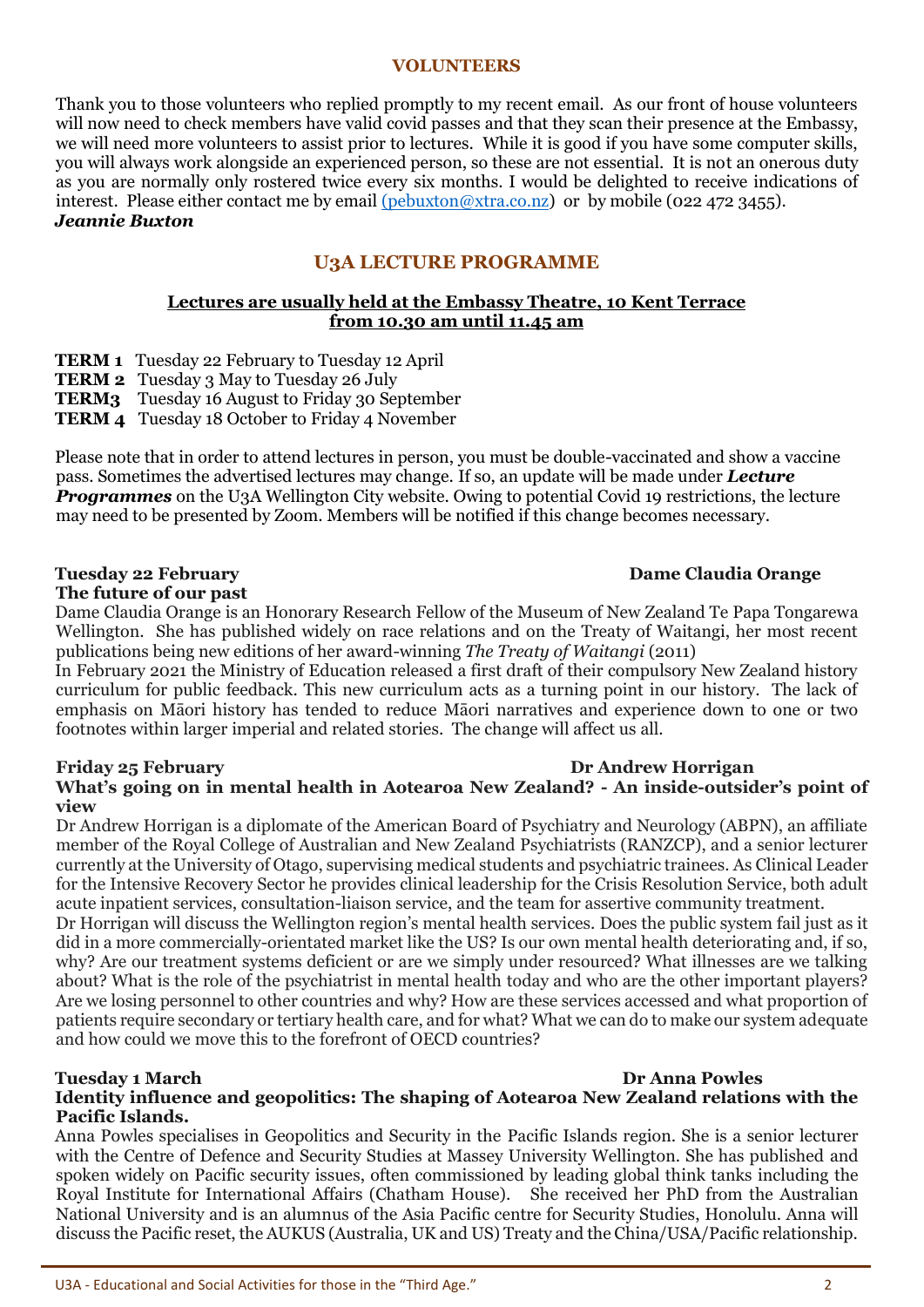## VOLUNTEERS

Thank you to those volunteers who replied promptly to my recent email. As our front of house volunteers will now need to check members have valid covid passes and that they scan their presence at the Embassy, we will need more volunteers to assist prior to lectures. While it is good if you have some computer skills, you will always work alongside an experienced person, so these are not essential. It is not an onerous duty as you are normally only rostered twice every six months. I would be delighted to receive indications of interest. Please either contact me by email (pebuxton@xtra.co.nz) or by mobile (022 472 3455).
***Jeannie Buxton***

## U3A LECTURE PROGRAMME

**Lectures are usually held at the Embassy Theatre, 10 Kent Terrace from 10.30 am until 11.45 am**

**TERM 1** Tuesday 22 February to Tuesday 12 April
**TERM 2** Tuesday 3 May to Tuesday 26 July
**TERM3** Tuesday 16 August to Friday 30 September
**TERM 4** Tuesday 18 October to Friday 4 November

Please note that in order to attend lectures in person, you must be double-vaccinated and show a vaccine pass. Sometimes the advertised lectures may change. If so, an update will be made under ***Lecture Programmes*** on the U3A Wellington City website. Owing to potential Covid 19 restrictions, the lecture may need to be presented by Zoom. Members will be notified if this change becomes necessary.

**Tuesday 22 February** — **Dame Claudia Orange**
**The future of our past**

Dame Claudia Orange is an Honorary Research Fellow of the Museum of New Zealand Te Papa Tongarewa Wellington. She has published widely on race relations and on the Treaty of Waitangi, her most recent publications being new editions of her award-winning *The Treaty of Waitangi* (2011)

In February 2021 the Ministry of Education released a first draft of their compulsory New Zealand history curriculum for public feedback. This new curriculum acts as a turning point in our history. The lack of emphasis on Māori history has tended to reduce Māori narratives and experience down to one or two footnotes within larger imperial and related stories. The change will affect us all.

**Friday 25 February** — **Dr Andrew Horrigan**
**What's going on in mental health in Aotearoa New Zealand? - An inside-outsider's point of view**

Dr Andrew Horrigan is a diplomate of the American Board of Psychiatry and Neurology (ABPN), an affiliate member of the Royal College of Australian and New Zealand Psychiatrists (RANZCP), and a senior lecturer currently at the University of Otago, supervising medical students and psychiatric trainees. As Clinical Leader for the Intensive Recovery Sector he provides clinical leadership for the Crisis Resolution Service, both adult acute inpatient services, consultation-liaison service, and the team for assertive community treatment.

Dr Horrigan will discuss the Wellington region's mental health services. Does the public system fail just as it did in a more commercially-orientated market like the US? Is our own mental health deteriorating and, if so, why? Are our treatment systems deficient or are we simply under resourced? What illnesses are we talking about? What is the role of the psychiatrist in mental health today and who are the other important players? Are we losing personnel to other countries and why? How are these services accessed and what proportion of patients require secondary or tertiary health care, and for what? What we can do to make our system adequate and how could we move this to the forefront of OECD countries?

**Tuesday 1 March** — **Dr Anna Powles**
**Identity influence and geopolitics: The shaping of Aotearoa New Zealand relations with the Pacific Islands.**

Anna Powles specialises in Geopolitics and Security in the Pacific Islands region. She is a senior lecturer with the Centre of Defence and Security Studies at Massey University Wellington. She has published and spoken widely on Pacific security issues, often commissioned by leading global think tanks including the Royal Institute for International Affairs (Chatham House). She received her PhD from the Australian National University and is an alumnus of the Asia Pacific centre for Security Studies, Honolulu. Anna will discuss the Pacific reset, the AUKUS (Australia, UK and US) Treaty and the China/USA/Pacific relationship.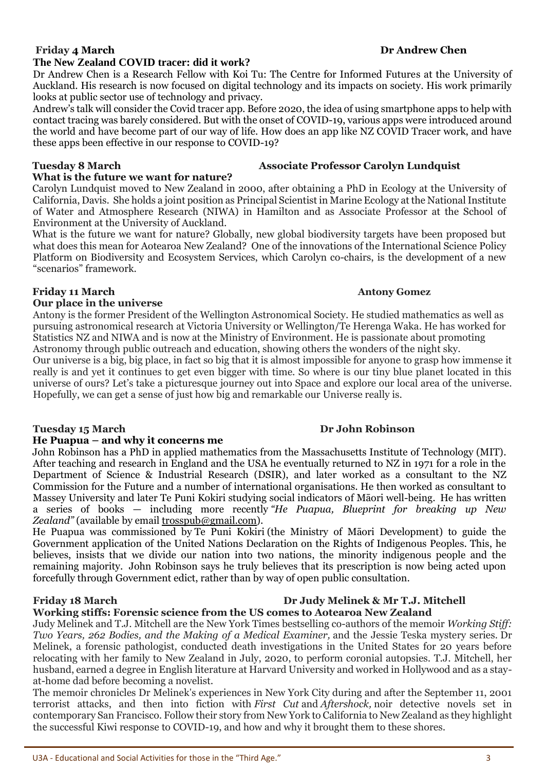**Friday 4 March** **Dr Andrew Chen**

**The New Zealand COVID tracer: did it work?**

Dr Andrew Chen is a Research Fellow with Koi Tu: The Centre for Informed Futures at the University of Auckland. His research is now focused on digital technology and its impacts on society. His work primarily looks at public sector use of technology and privacy.

Andrew's talk will consider the Covid tracer app. Before 2020, the idea of using smartphone apps to help with contact tracing was barely considered. But with the onset of COVID-19, various apps were introduced around the world and have become part of our way of life. How does an app like NZ COVID Tracer work, and have these apps been effective in our response to COVID-19?

**Tuesday 8 March** **Associate Professor Carolyn Lundquist**

**What is the future we want for nature?**

Carolyn Lundquist moved to New Zealand in 2000, after obtaining a PhD in Ecology at the University of California, Davis. She holds a joint position as Principal Scientist in Marine Ecology at the National Institute of Water and Atmosphere Research (NIWA) in Hamilton and as Associate Professor at the School of Environment at the University of Auckland.

What is the future we want for nature? Globally, new global biodiversity targets have been proposed but what does this mean for Aotearoa New Zealand? One of the innovations of the International Science Policy Platform on Biodiversity and Ecosystem Services, which Carolyn co-chairs, is the development of a new "scenarios" framework.

**Friday 11 March** **Antony Gomez**

**Our place in the universe**

Antony is the former President of the Wellington Astronomical Society. He studied mathematics as well as pursuing astronomical research at Victoria University or Wellington/Te Herenga Waka. He has worked for Statistics NZ and NIWA and is now at the Ministry of Environment. He is passionate about promoting Astronomy through public outreach and education, showing others the wonders of the night sky.

Our universe is a big, big place, in fact so big that it is almost impossible for anyone to grasp how immense it really is and yet it continues to get even bigger with time. So where is our tiny blue planet located in this universe of ours? Let's take a picturesque journey out into Space and explore our local area of the universe. Hopefully, we can get a sense of just how big and remarkable our Universe really is.

**Tuesday 15 March** **Dr John Robinson**

**He Puapua – and why it concerns me**

John Robinson has a PhD in applied mathematics from the Massachusetts Institute of Technology (MIT). After teaching and research in England and the USA he eventually returned to NZ in 1971 for a role in the Department of Science & Industrial Research (DSIR), and later worked as a consultant to the NZ Commission for the Future and a number of international organisations. He then worked as consultant to Massey University and later Te Puni Kokiri studying social indicators of Māori well-being. He has written a series of books — including more recently *"He Puapua, Blueprint for breaking up New Zealand"* (available by email trosspub@gmail.com).

He Puapua was commissioned by Te Puni Kokiri (the Ministry of Māori Development) to guide the Government application of the United Nations Declaration on the Rights of Indigenous Peoples. This, he believes, insists that we divide our nation into two nations, the minority indigenous people and the remaining majority. John Robinson says he truly believes that its prescription is now being acted upon forcefully through Government edict, rather than by way of open public consultation.

**Friday 18 March** **Dr Judy Melinek & Mr T.J. Mitchell**

**Working stiffs: Forensic science from the US comes to Aotearoa New Zealand**

Judy Melinek and T.J. Mitchell are the New York Times bestselling co-authors of the memoir *Working Stiff: Two Years, 262 Bodies, and the Making of a Medical Examiner,* and the Jessie Teska mystery series. Dr Melinek, a forensic pathologist, conducted death investigations in the United States for 20 years before relocating with her family to New Zealand in July, 2020, to perform coronial autopsies. T.J. Mitchell, her husband, earned a degree in English literature at Harvard University and worked in Hollywood and as a stay-at-home dad before becoming a novelist.

The memoir chronicles Dr Melinek's experiences in New York City during and after the September 11, 2001 terrorist attacks, and then into fiction with *First Cut* and *Aftershock,* noir detective novels set in contemporary San Francisco. Follow their story from New York to California to New Zealand as they highlight the successful Kiwi response to COVID-19, and how and why it brought them to these shores.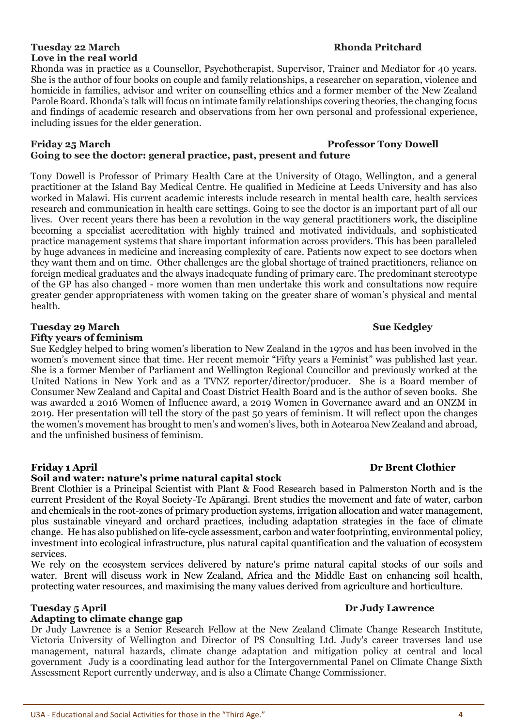**Tuesday 22 March** **Rhonda Pritchard**

**Love in the real world**

Rhonda was in practice as a Counsellor, Psychotherapist, Supervisor, Trainer and Mediator for 40 years. She is the author of four books on couple and family relationships, a researcher on separation, violence and homicide in families, advisor and writer on counselling ethics and a former member of the New Zealand Parole Board. Rhonda's talk will focus on intimate family relationships covering theories, the changing focus and findings of academic research and observations from her own personal and professional experience, including issues for the elder generation.

**Friday 25 March** **Professor Tony Dowell**

**Going to see the doctor: general practice, past, present and future**

Tony Dowell is Professor of Primary Health Care at the University of Otago, Wellington, and a general practitioner at the Island Bay Medical Centre. He qualified in Medicine at Leeds University and has also worked in Malawi. His current academic interests include research in mental health care, health services research and communication in health care settings. Going to see the doctor is an important part of all our lives. Over recent years there has been a revolution in the way general practitioners work, the discipline becoming a specialist accreditation with highly trained and motivated individuals, and sophisticated practice management systems that share important information across providers. This has been paralleled by huge advances in medicine and increasing complexity of care. Patients now expect to see doctors when they want them and on time. Other challenges are the global shortage of trained practitioners, reliance on foreign medical graduates and the always inadequate funding of primary care. The predominant stereotype of the GP has also changed - more women than men undertake this work and consultations now require greater gender appropriateness with women taking on the greater share of woman's physical and mental health.

**Tuesday 29 March** **Sue Kedgley**

**Fifty years of feminism**

Sue Kedgley helped to bring women's liberation to New Zealand in the 1970s and has been involved in the women's movement since that time. Her recent memoir "Fifty years a Feminist" was published last year. She is a former Member of Parliament and Wellington Regional Councillor and previously worked at the United Nations in New York and as a TVNZ reporter/director/producer. She is a Board member of Consumer New Zealand and Capital and Coast District Health Board and is the author of seven books. She was awarded a 2016 Women of Influence award, a 2019 Women in Governance award and an ONZM in 2019. Her presentation will tell the story of the past 50 years of feminism. It will reflect upon the changes the women's movement has brought to men's and women's lives, both in Aotearoa New Zealand and abroad, and the unfinished business of feminism.

**Friday 1 April** **Dr Brent Clothier**

**Soil and water: nature's prime natural capital stock**

Brent Clothier is a Principal Scientist with Plant & Food Research based in Palmerston North and is the current President of the Royal Society-Te Apārangi. Brent studies the movement and fate of water, carbon and chemicals in the root-zones of primary production systems, irrigation allocation and water management, plus sustainable vineyard and orchard practices, including adaptation strategies in the face of climate change. He has also published on life-cycle assessment, carbon and water footprinting, environmental policy, investment into ecological infrastructure, plus natural capital quantification and the valuation of ecosystem services.

We rely on the ecosystem services delivered by nature's prime natural capital stocks of our soils and water. Brent will discuss work in New Zealand, Africa and the Middle East on enhancing soil health, protecting water resources, and maximising the many values derived from agriculture and horticulture.

**Tuesday 5 April** **Dr Judy Lawrence**

**Adapting to climate change gap**

Dr Judy Lawrence is a Senior Research Fellow at the New Zealand Climate Change Research Institute, Victoria University of Wellington and Director of PS Consulting Ltd. Judy's career traverses land use management, natural hazards, climate change adaptation and mitigation policy at central and local government Judy is a coordinating lead author for the Intergovernmental Panel on Climate Change Sixth Assessment Report currently underway, and is also a Climate Change Commissioner.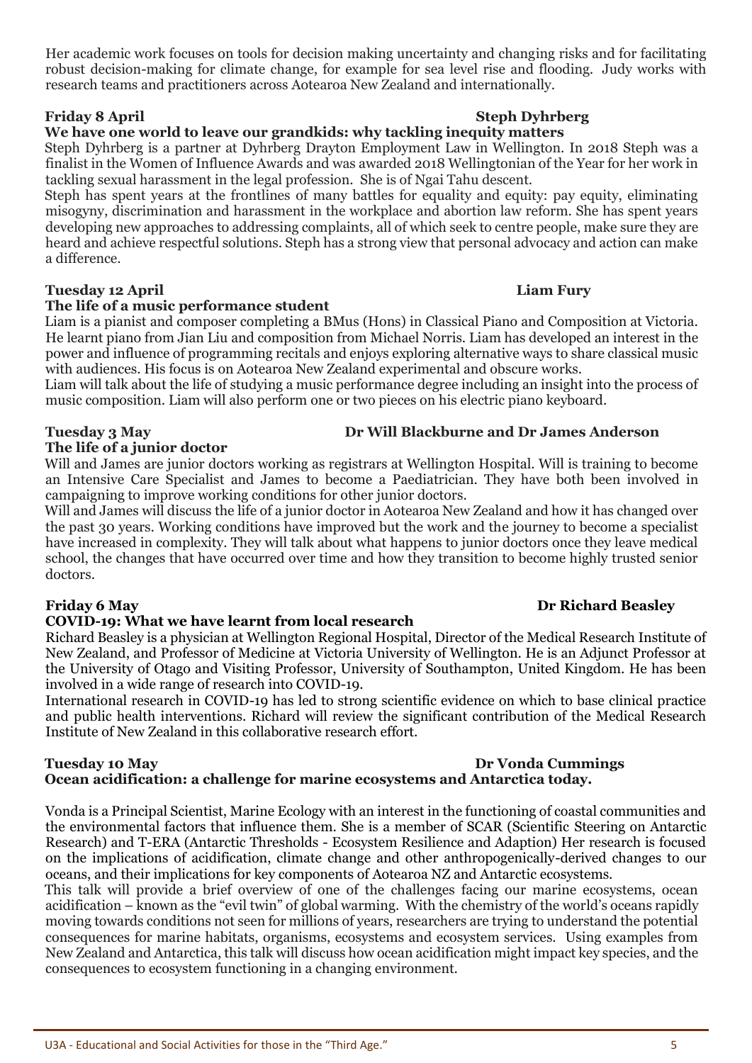Her academic work focuses on tools for decision making uncertainty and changing risks and for facilitating robust decision-making for climate change, for example for sea level rise and flooding. Judy works with research teams and practitioners across Aotearoa New Zealand and internationally.

**Friday 8 April** **Steph Dyhrberg**

**We have one world to leave our grandkids: why tackling inequity matters**

Steph Dyhrberg is a partner at Dyhrberg Drayton Employment Law in Wellington. In 2018 Steph was a finalist in the Women of Influence Awards and was awarded 2018 Wellingtonian of the Year for her work in tackling sexual harassment in the legal profession. She is of Ngai Tahu descent.

Steph has spent years at the frontlines of many battles for equality and equity: pay equity, eliminating misogyny, discrimination and harassment in the workplace and abortion law reform. She has spent years developing new approaches to addressing complaints, all of which seek to centre people, make sure they are heard and achieve respectful solutions. Steph has a strong view that personal advocacy and action can make a difference.

**Tuesday 12 April** **Liam Fury**

**The life of a music performance student**

Liam is a pianist and composer completing a BMus (Hons) in Classical Piano and Composition at Victoria. He learnt piano from Jian Liu and composition from Michael Norris. Liam has developed an interest in the power and influence of programming recitals and enjoys exploring alternative ways to share classical music with audiences. His focus is on Aotearoa New Zealand experimental and obscure works.

Liam will talk about the life of studying a music performance degree including an insight into the process of music composition. Liam will also perform one or two pieces on his electric piano keyboard.

**Tuesday 3 May** **Dr Will Blackburne and Dr James Anderson**

**The life of a junior doctor**

Will and James are junior doctors working as registrars at Wellington Hospital. Will is training to become an Intensive Care Specialist and James to become a Paediatrician. They have both been involved in campaigning to improve working conditions for other junior doctors.

Will and James will discuss the life of a junior doctor in Aotearoa New Zealand and how it has changed over the past 30 years. Working conditions have improved but the work and the journey to become a specialist have increased in complexity. They will talk about what happens to junior doctors once they leave medical school, the changes that have occurred over time and how they transition to become highly trusted senior doctors.

**Friday 6 May** **Dr Richard Beasley**

**COVID-19: What we have learnt from local research**

Richard Beasley is a physician at Wellington Regional Hospital, Director of the Medical Research Institute of New Zealand, and Professor of Medicine at Victoria University of Wellington. He is an Adjunct Professor at the University of Otago and Visiting Professor, University of Southampton, United Kingdom. He has been involved in a wide range of research into COVID-19.

International research in COVID-19 has led to strong scientific evidence on which to base clinical practice and public health interventions. Richard will review the significant contribution of the Medical Research Institute of New Zealand in this collaborative research effort.

**Tuesday 10 May** **Dr Vonda Cummings**

**Ocean acidification: a challenge for marine ecosystems and Antarctica today.**

Vonda is a Principal Scientist, Marine Ecology with an interest in the functioning of coastal communities and the environmental factors that influence them. She is a member of SCAR (Scientific Steering on Antarctic Research) and T-ERA (Antarctic Thresholds - Ecosystem Resilience and Adaption) Her research is focused on the implications of acidification, climate change and other anthropogenically-derived changes to our oceans, and their implications for key components of Aotearoa NZ and Antarctic ecosystems.

This talk will provide a brief overview of one of the challenges facing our marine ecosystems, ocean acidification – known as the "evil twin" of global warming. With the chemistry of the world's oceans rapidly moving towards conditions not seen for millions of years, researchers are trying to understand the potential consequences for marine habitats, organisms, ecosystems and ecosystem services. Using examples from New Zealand and Antarctica, this talk will discuss how ocean acidification might impact key species, and the consequences to ecosystem functioning in a changing environment.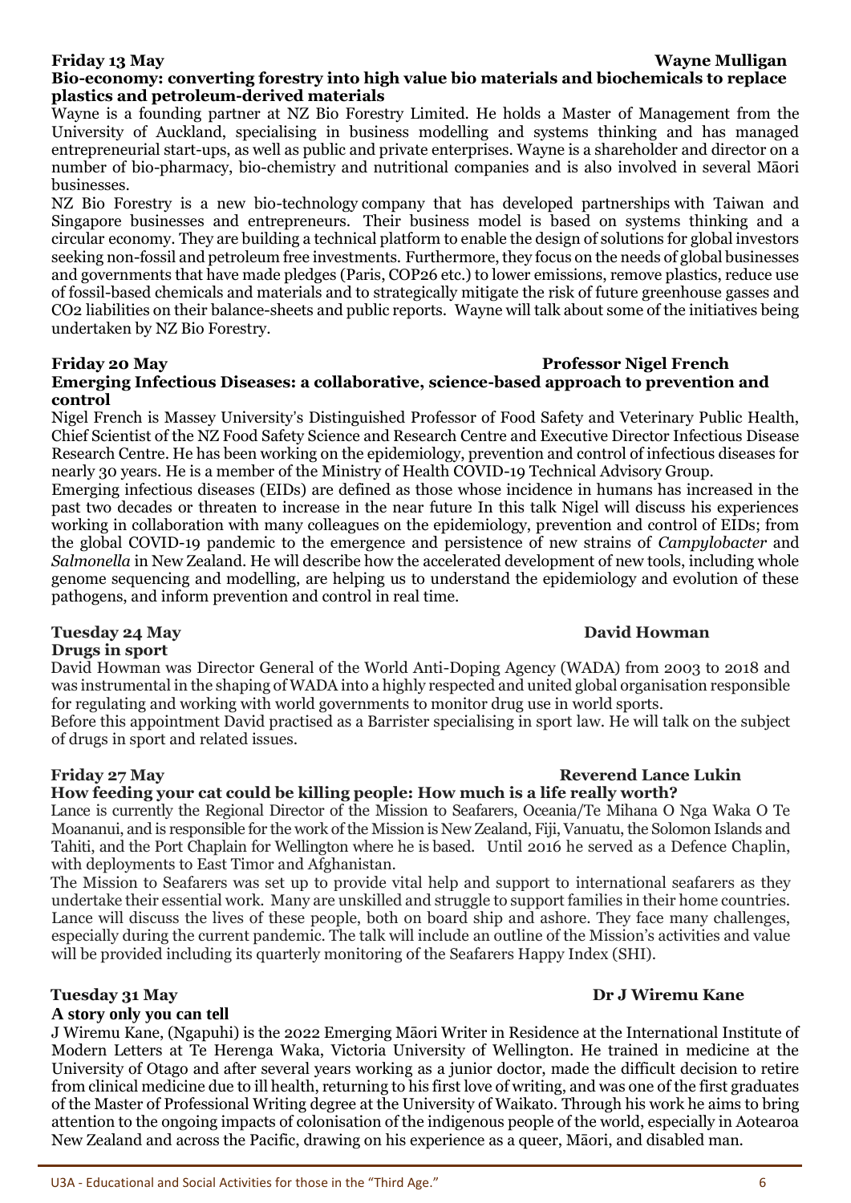**Friday 13 May** **Wayne Mulligan**

**Bio-economy: converting forestry into high value bio materials and biochemicals to replace plastics and petroleum-derived materials**

Wayne is a founding partner at NZ Bio Forestry Limited. He holds a Master of Management from the University of Auckland, specialising in business modelling and systems thinking and has managed entrepreneurial start-ups, as well as public and private enterprises. Wayne is a shareholder and director on a number of bio-pharmacy, bio-chemistry and nutritional companies and is also involved in several Māori businesses.

NZ Bio Forestry is a new bio-technology company that has developed partnerships with Taiwan and Singapore businesses and entrepreneurs. Their business model is based on systems thinking and a circular economy. They are building a technical platform to enable the design of solutions for global investors seeking non-fossil and petroleum free investments. Furthermore, they focus on the needs of global businesses and governments that have made pledges (Paris, COP26 etc.) to lower emissions, remove plastics, reduce use of fossil-based chemicals and materials and to strategically mitigate the risk of future greenhouse gasses and $CO_2$ liabilities on their balance-sheets and public reports. Wayne will talk about some of the initiatives being undertaken by NZ Bio Forestry.

**Friday 20 May** **Professor Nigel French**

**Emerging Infectious Diseases: a collaborative, science-based approach to prevention and control**

Nigel French is Massey University's Distinguished Professor of Food Safety and Veterinary Public Health, Chief Scientist of the NZ Food Safety Science and Research Centre and Executive Director Infectious Disease Research Centre. He has been working on the epidemiology, prevention and control of infectious diseases for nearly 30 years. He is a member of the Ministry of Health COVID-19 Technical Advisory Group.

Emerging infectious diseases (EIDs) are defined as those whose incidence in humans has increased in the past two decades or threaten to increase in the near future In this talk Nigel will discuss his experiences working in collaboration with many colleagues on the epidemiology, prevention and control of EIDs; from the global COVID-19 pandemic to the emergence and persistence of new strains of *Campylobacter* and *Salmonella* in New Zealand. He will describe how the accelerated development of new tools, including whole genome sequencing and modelling, are helping us to understand the epidemiology and evolution of these pathogens, and inform prevention and control in real time.

**Tuesday 24 May** **David Howman**

**Drugs in sport**

David Howman was Director General of the World Anti-Doping Agency (WADA) from 2003 to 2018 and was instrumental in the shaping of WADA into a highly respected and united global organisation responsible for regulating and working with world governments to monitor drug use in world sports.

Before this appointment David practised as a Barrister specialising in sport law. He will talk on the subject of drugs in sport and related issues.

**Friday 27 May** **Reverend Lance Lukin**

**How feeding your cat could be killing people: How much is a life really worth?**

Lance is currently the Regional Director of the Mission to Seafarers, Oceania/Te Mihana O Nga Waka O Te Moananui, and is responsible for the work of the Mission is New Zealand, Fiji, Vanuatu, the Solomon Islands and Tahiti, and the Port Chaplain for Wellington where he is based. Until 2016 he served as a Defence Chaplin, with deployments to East Timor and Afghanistan.

The Mission to Seafarers was set up to provide vital help and support to international seafarers as they undertake their essential work. Many are unskilled and struggle to support families in their home countries. Lance will discuss the lives of these people, both on board ship and ashore. They face many challenges, especially during the current pandemic. The talk will include an outline of the Mission's activities and value will be provided including its quarterly monitoring of the Seafarers Happy Index (SHI).

**Tuesday 31 May** **Dr J Wiremu Kane**

**A story only you can tell**

J Wiremu Kane, (Ngapuhi) is the 2022 Emerging Māori Writer in Residence at the International Institute of Modern Letters at Te Herenga Waka, Victoria University of Wellington. He trained in medicine at the University of Otago and after several years working as a junior doctor, made the difficult decision to retire from clinical medicine due to ill health, returning to his first love of writing, and was one of the first graduates of the Master of Professional Writing degree at the University of Waikato. Through his work he aims to bring attention to the ongoing impacts of colonisation of the indigenous people of the world, especially in Aotearoa New Zealand and across the Pacific, drawing on his experience as a queer, Māori, and disabled man.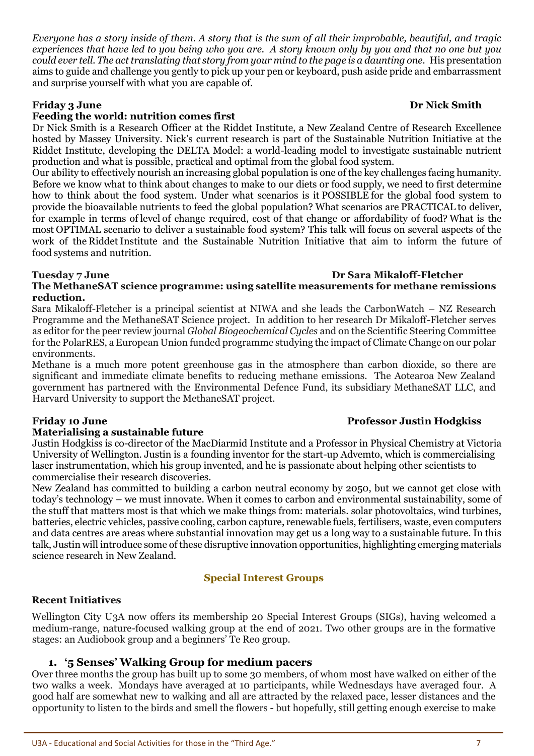*Everyone has a story inside of them. A story that is the sum of all their improbable, beautiful, and tragic experiences that have led to you being who you are. A story known only by you and that no one but you could ever tell. The act translating that story from your mind to the page is a daunting one.* His presentation aims to guide and challenge you gently to pick up your pen or keyboard, push aside pride and embarrassment and surprise yourself with what you are capable of.

**Friday 3 June** **Dr Nick Smith**

**Feeding the world: nutrition comes first**

Dr Nick Smith is a Research Officer at the Riddet Institute, a New Zealand Centre of Research Excellence hosted by Massey University. Nick's current research is part of the Sustainable Nutrition Initiative at the Riddet Institute, developing the DELTA Model: a world-leading model to investigate sustainable nutrient production and what is possible, practical and optimal from the global food system.

Our ability to effectively nourish an increasing global population is one of the key challenges facing humanity. Before we know what to think about changes to make to our diets or food supply, we need to first determine how to think about the food system. Under what scenarios is it POSSIBLE for the global food system to provide the bioavailable nutrients to feed the global population? What scenarios are PRACTICAL to deliver, for example in terms of level of change required, cost of that change or affordability of food? What is the most OPTIMAL scenario to deliver a sustainable food system? This talk will focus on several aspects of the work of the Riddet Institute and the Sustainable Nutrition Initiative that aim to inform the future of food systems and nutrition.

**Tuesday 7 June** **Dr Sara Mikaloff-Fletcher**

**The MethaneSAT science programme: using satellite measurements for methane remissions reduction.**

Sara Mikaloff-Fletcher is a principal scientist at NIWA and she leads the CarbonWatch – NZ Research Programme and the MethaneSAT Science project. In addition to her research Dr Mikaloff-Fletcher serves as editor for the peer review journal *Global Biogeochemical Cycles* and on the Scientific Steering Committee for the PolarRES, a European Union funded programme studying the impact of Climate Change on our polar environments.

Methane is a much more potent greenhouse gas in the atmosphere than carbon dioxide, so there are significant and immediate climate benefits to reducing methane emissions. The Aotearoa New Zealand government has partnered with the Environmental Defence Fund, its subsidiary MethaneSAT LLC, and Harvard University to support the MethaneSAT project.

**Friday 10 June** **Professor Justin Hodgkiss**

**Materialising a sustainable future**

Justin Hodgkiss is co-director of the MacDiarmid Institute and a Professor in Physical Chemistry at Victoria University of Wellington. Justin is a founding inventor for the start-up Advemto, which is commercialising laser instrumentation, which his group invented, and he is passionate about helping other scientists to commercialise their research discoveries.

New Zealand has committed to building a carbon neutral economy by 2050, but we cannot get close with today's technology – we must innovate. When it comes to carbon and environmental sustainability, some of the stuff that matters most is that which we make things from: materials. solar photovoltaics, wind turbines, batteries, electric vehicles, passive cooling, carbon capture, renewable fuels, fertilisers, waste, even computers and data centres are areas where substantial innovation may get us a long way to a sustainable future. In this talk, Justin will introduce some of these disruptive innovation opportunities, highlighting emerging materials science research in New Zealand.

## Special Interest Groups

### Recent Initiatives

Wellington City U3A now offers its membership 20 Special Interest Groups (SIGs), having welcomed a medium-range, nature-focused walking group at the end of 2021. Two other groups are in the formative stages: an Audiobook group and a beginners' Te Reo group.

#### 1. '5 Senses' Walking Group for medium pacers

Over three months the group has built up to some 30 members, of whom most have walked on either of the two walks a week. Mondays have averaged at 10 participants, while Wednesdays have averaged four. A good half are somewhat new to walking and all are attracted by the relaxed pace, lesser distances and the opportunity to listen to the birds and smell the flowers - but hopefully, still getting enough exercise to make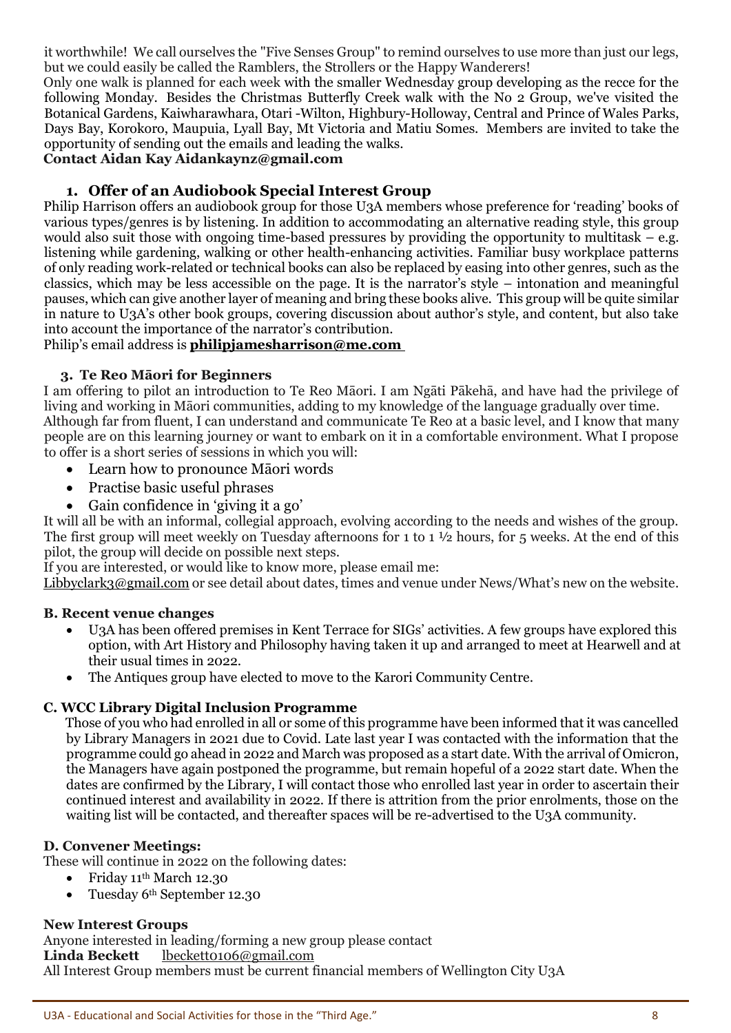it worthwhile! We call ourselves the "Five Senses Group" to remind ourselves to use more than just our legs, but we could easily be called the Ramblers, the Strollers or the Happy Wanderers!

Only one walk is planned for each week with the smaller Wednesday group developing as the recce for the following Monday. Besides the Christmas Butterfly Creek walk with the No 2 Group, we've visited the Botanical Gardens, Kaiwharawhara, Otari -Wilton, Highbury-Holloway, Central and Prince of Wales Parks, Days Bay, Korokoro, Maupuia, Lyall Bay, Mt Victoria and Matiu Somes. Members are invited to take the opportunity of sending out the emails and leading the walks.

**Contact Aidan Kay Aidankaynz@gmail.com**

### 1. Offer of an Audiobook Special Interest Group

Philip Harrison offers an audiobook group for those U3A members whose preference for 'reading' books of various types/genres is by listening. In addition to accommodating an alternative reading style, this group would also suit those with ongoing time-based pressures by providing the opportunity to multitask – e.g. listening while gardening, walking or other health-enhancing activities. Familiar busy workplace patterns of only reading work-related or technical books can also be replaced by easing into other genres, such as the classics, which may be less accessible on the page. It is the narrator's style – intonation and meaningful pauses, which can give another layer of meaning and bring these books alive. This group will be quite similar in nature to U3A's other book groups, covering discussion about author's style, and content, but also take into account the importance of the narrator's contribution.

Philip's email address is **philipjamesharrison@me.com**

### 3. Te Reo Māori for Beginners

I am offering to pilot an introduction to Te Reo Māori. I am Ngāti Pākehā, and have had the privilege of living and working in Māori communities, adding to my knowledge of the language gradually over time. Although far from fluent, I can understand and communicate Te Reo at a basic level, and I know that many people are on this learning journey or want to embark on it in a comfortable environment. What I propose to offer is a short series of sessions in which you will:

- Learn how to pronounce Māori words
- Practise basic useful phrases
- Gain confidence in 'giving it a go'

It will all be with an informal, collegial approach, evolving according to the needs and wishes of the group. The first group will meet weekly on Tuesday afternoons for 1 to 1 ½ hours, for 5 weeks. At the end of this pilot, the group will decide on possible next steps.

If you are interested, or would like to know more, please email me:
Libbyclark3@gmail.com or see detail about dates, times and venue under News/What's new on the website.

### B. Recent venue changes

- U3A has been offered premises in Kent Terrace for SIGs' activities. A few groups have explored this option, with Art History and Philosophy having taken it up and arranged to meet at Hearwell and at their usual times in 2022.
- The Antiques group have elected to move to the Karori Community Centre.

### C. WCC Library Digital Inclusion Programme

Those of you who had enrolled in all or some of this programme have been informed that it was cancelled by Library Managers in 2021 due to Covid. Late last year I was contacted with the information that the programme could go ahead in 2022 and March was proposed as a start date. With the arrival of Omicron, the Managers have again postponed the programme, but remain hopeful of a 2022 start date. When the dates are confirmed by the Library, I will contact those who enrolled last year in order to ascertain their continued interest and availability in 2022. If there is attrition from the prior enrolments, those on the waiting list will be contacted, and thereafter spaces will be re-advertised to the U3A community.

### D. Convener Meetings:

These will continue in 2022 on the following dates:

- Friday 11th March 12.30
- Tuesday 6th September 12.30

### New Interest Groups

Anyone interested in leading/forming a new group please contact
**Linda Beckett** lbeckett0106@gmail.com
All Interest Group members must be current financial members of Wellington City U3A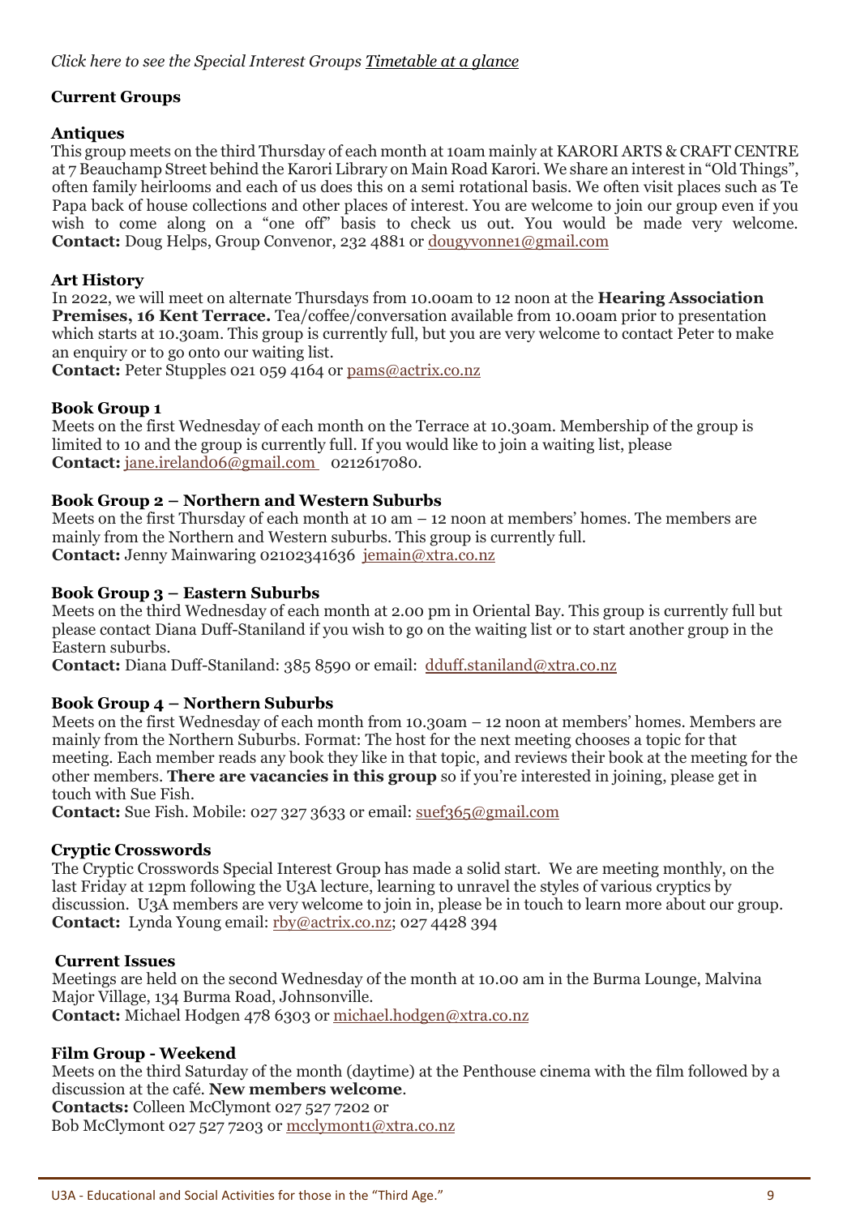*Click here to see the Special Interest Groups Timetable at a glance*

## Current Groups

### Antiques

This group meets on the third Thursday of each month at 10am mainly at KARORI ARTS & CRAFT CENTRE at 7 Beauchamp Street behind the Karori Library on Main Road Karori. We share an interest in "Old Things", often family heirlooms and each of us does this on a semi rotational basis. We often visit places such as Te Papa back of house collections and other places of interest. You are welcome to join our group even if you wish to come along on a "one off" basis to check us out. You would be made very welcome.
**Contact:** Doug Helps, Group Convenor, 232 4881 or dougyvonne1@gmail.com

### Art History

In 2022, we will meet on alternate Thursdays from 10.00am to 12 noon at the **Hearing Association Premises, 16 Kent Terrace.** Tea/coffee/conversation available from 10.00am prior to presentation which starts at 10.30am. This group is currently full, but you are very welcome to contact Peter to make an enquiry or to go onto our waiting list.
**Contact:** Peter Stupples 021 059 4164 or pams@actrix.co.nz

### Book Group 1

Meets on the first Wednesday of each month on the Terrace at 10.30am. Membership of the group is limited to 10 and the group is currently full. If you would like to join a waiting list, please
**Contact:** jane.ireland06@gmail.com 0212617080.

### Book Group 2 – Northern and Western Suburbs

Meets on the first Thursday of each month at 10 am – 12 noon at members' homes. The members are mainly from the Northern and Western suburbs. This group is currently full.
**Contact:** Jenny Mainwaring 02102341636 jemain@xtra.co.nz

### Book Group 3 – Eastern Suburbs

Meets on the third Wednesday of each month at 2.00 pm in Oriental Bay. This group is currently full but please contact Diana Duff-Staniland if you wish to go on the waiting list or to start another group in the Eastern suburbs.
**Contact:** Diana Duff-Staniland: 385 8590 or email: dduff.staniland@xtra.co.nz

### Book Group 4 – Northern Suburbs

Meets on the first Wednesday of each month from 10.30am – 12 noon at members' homes. Members are mainly from the Northern Suburbs. Format: The host for the next meeting chooses a topic for that meeting. Each member reads any book they like in that topic, and reviews their book at the meeting for the other members. **There are vacancies in this group** so if you're interested in joining, please get in touch with Sue Fish.
**Contact:** Sue Fish. Mobile: 027 327 3633 or email: suef365@gmail.com

### Cryptic Crosswords

The Cryptic Crosswords Special Interest Group has made a solid start. We are meeting monthly, on the last Friday at 12pm following the U3A lecture, learning to unravel the styles of various cryptics by discussion. U3A members are very welcome to join in, please be in touch to learn more about our group.
**Contact:** Lynda Young email: rby@actrix.co.nz; 027 4428 394

### Current Issues

Meetings are held on the second Wednesday of the month at 10.00 am in the Burma Lounge, Malvina Major Village, 134 Burma Road, Johnsonville.
**Contact:** Michael Hodgen 478 6303 or michael.hodgen@xtra.co.nz

### Film Group - Weekend

Meets on the third Saturday of the month (daytime) at the Penthouse cinema with the film followed by a discussion at the café. **New members welcome**.
**Contacts:** Colleen McClymont 027 527 7202 or
Bob McClymont 027 527 7203 or mcclymont1@xtra.co.nz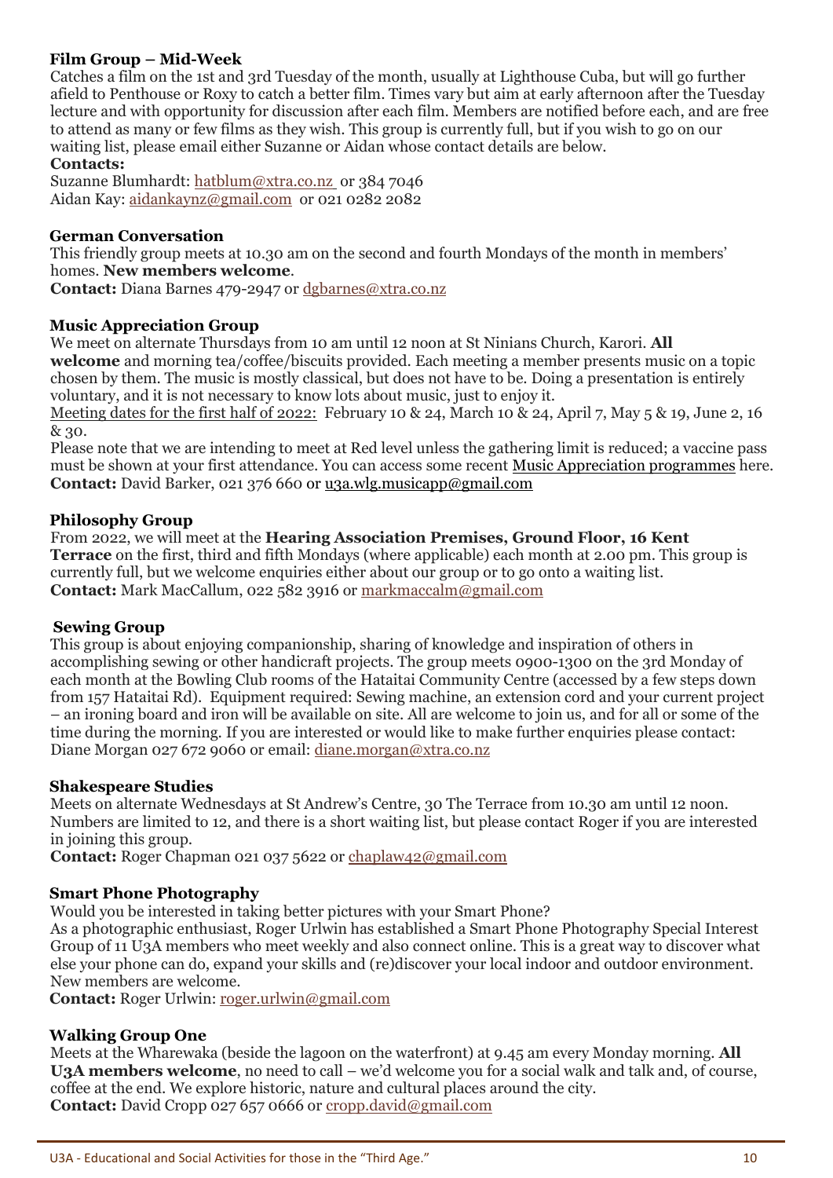### Film Group – Mid-Week

Catches a film on the 1st and 3rd Tuesday of the month, usually at Lighthouse Cuba, but will go further afield to Penthouse or Roxy to catch a better film. Times vary but aim at early afternoon after the Tuesday lecture and with opportunity for discussion after each film. Members are notified before each, and are free to attend as many or few films as they wish. This group is currently full, but if you wish to go on our waiting list, please email either Suzanne or Aidan whose contact details are below.

**Contacts:**

Suzanne Blumhardt: hatblum@xtra.co.nz or 384 7046
Aidan Kay: aidankaynz@gmail.com or 021 0282 2082

### German Conversation

This friendly group meets at 10.30 am on the second and fourth Mondays of the month in members' homes. **New members welcome**.

**Contact:** Diana Barnes 479-2947 or dgbarnes@xtra.co.nz

### Music Appreciation Group

We meet on alternate Thursdays from 10 am until 12 noon at St Ninians Church, Karori. **All welcome** and morning tea/coffee/biscuits provided. Each meeting a member presents music on a topic chosen by them. The music is mostly classical, but does not have to be. Doing a presentation is entirely voluntary, and it is not necessary to know lots about music, just to enjoy it.

Meeting dates for the first half of 2022: February 10 & 24, March 10 & 24, April 7, May 5 & 19, June 2, 16 & 30.

Please note that we are intending to meet at Red level unless the gathering limit is reduced; a vaccine pass must be shown at your first attendance. You can access some recent Music Appreciation programmes here.

**Contact:** David Barker, 021 376 660 or u3a.wlg.musicapp@gmail.com

### Philosophy Group

From 2022, we will meet at the **Hearing Association Premises, Ground Floor, 16 Kent Terrace** on the first, third and fifth Mondays (where applicable) each month at 2.00 pm. This group is currently full, but we welcome enquiries either about our group or to go onto a waiting list.

**Contact:** Mark MacCallum, 022 582 3916 or markmaccalm@gmail.com

### Sewing Group

This group is about enjoying companionship, sharing of knowledge and inspiration of others in accomplishing sewing or other handicraft projects. The group meets 0900-1300 on the 3rd Monday of each month at the Bowling Club rooms of the Hataitai Community Centre (accessed by a few steps down from 157 Hataitai Rd). Equipment required: Sewing machine, an extension cord and your current project – an ironing board and iron will be available on site. All are welcome to join us, and for all or some of the time during the morning. If you are interested or would like to make further enquiries please contact: Diane Morgan 027 672 9060 or email: diane.morgan@xtra.co.nz

### Shakespeare Studies

Meets on alternate Wednesdays at St Andrew's Centre, 30 The Terrace from 10.30 am until 12 noon. Numbers are limited to 12, and there is a short waiting list, but please contact Roger if you are interested in joining this group.

**Contact:** Roger Chapman 021 037 5622 or chaplaw42@gmail.com

### Smart Phone Photography

Would you be interested in taking better pictures with your Smart Phone?

As a photographic enthusiast, Roger Urlwin has established a Smart Phone Photography Special Interest Group of 11 U3A members who meet weekly and also connect online. This is a great way to discover what else your phone can do, expand your skills and (re)discover your local indoor and outdoor environment. New members are welcome.

**Contact:** Roger Urlwin: roger.urlwin@gmail.com

### Walking Group One

Meets at the Wharewaka (beside the lagoon on the waterfront) at 9.45 am every Monday morning. **All U3A members welcome**, no need to call – we'd welcome you for a social walk and talk and, of course, coffee at the end. We explore historic, nature and cultural places around the city.

**Contact:** David Cropp 027 657 0666 or cropp.david@gmail.com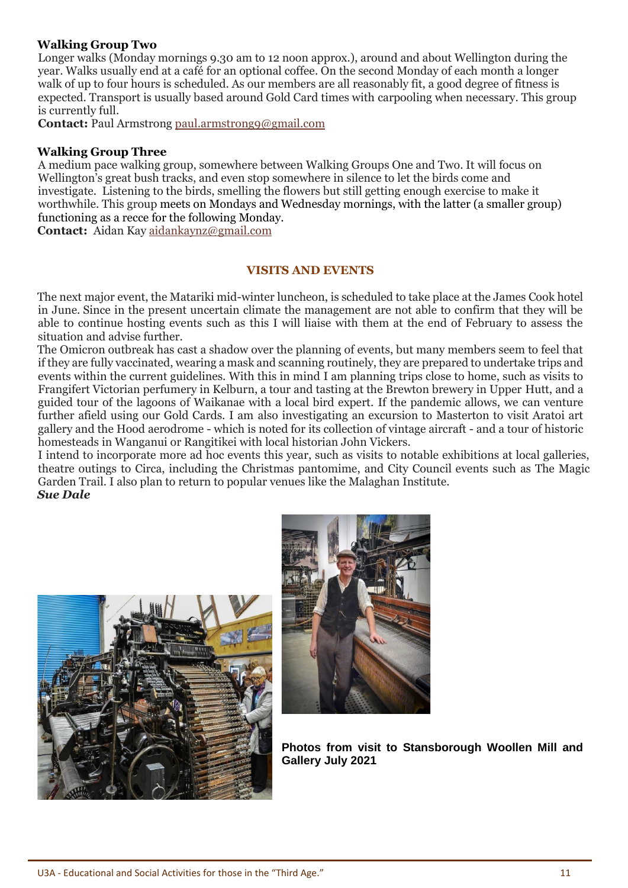### Walking Group Two

Longer walks (Monday mornings 9.30 am to 12 noon approx.), around and about Wellington during the year. Walks usually end at a café for an optional coffee. On the second Monday of each month a longer walk of up to four hours is scheduled. As our members are all reasonably fit, a good degree of fitness is expected. Transport is usually based around Gold Card times with carpooling when necessary. This group is currently full.

**Contact:** Paul Armstrong paul.armstrong9@gmail.com

### Walking Group Three

A medium pace walking group, somewhere between Walking Groups One and Two. It will focus on Wellington's great bush tracks, and even stop somewhere in silence to let the birds come and investigate. Listening to the birds, smelling the flowers but still getting enough exercise to make it worthwhile. This group meets on Mondays and Wednesday mornings, with the latter (a smaller group) functioning as a recce for the following Monday.

**Contact:** Aidan Kay aidankaynz@gmail.com

## VISITS AND EVENTS

The next major event, the Matariki mid-winter luncheon, is scheduled to take place at the James Cook hotel in June. Since in the present uncertain climate the management are not able to confirm that they will be able to continue hosting events such as this I will liaise with them at the end of February to assess the situation and advise further.

The Omicron outbreak has cast a shadow over the planning of events, but many members seem to feel that if they are fully vaccinated, wearing a mask and scanning routinely, they are prepared to undertake trips and events within the current guidelines. With this in mind I am planning trips close to home, such as visits to Frangifert Victorian perfumery in Kelburn, a tour and tasting at the Brewton brewery in Upper Hutt, and a guided tour of the lagoons of Waikanae with a local bird expert. If the pandemic allows, we can venture further afield using our Gold Cards. I am also investigating an excursion to Masterton to visit Aratoi art gallery and the Hood aerodrome - which is noted for its collection of vintage aircraft - and a tour of historic homesteads in Wanganui or Rangitikei with local historian John Vickers.

I intend to incorporate more ad hoc events this year, such as visits to notable exhibitions at local galleries, theatre outings to Circa, including the Christmas pantomime, and City Council events such as The Magic Garden Trail. I also plan to return to popular venues like the Malaghan Institute.

***Sue Dale***

**Photos from visit to Stansborough Woollen Mill and Gallery July 2021**